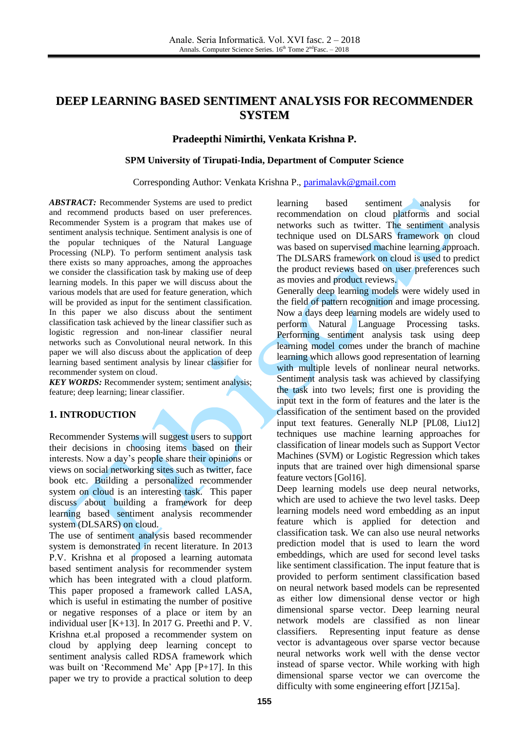# DEEP LEARNING BASED SENTIMENT ANALYSIS FOR RECOMMENDER SYSTEM

**Pradeepthi Nimirthi, Venkata Krishna P.**

**SPM University of Tirupati-India, Department of Computer Science**

Corresponding Author: Venkata Krishna P., parimalavk@gmail.com

***ABSTRACT:*** Recommender Systems are used to predict and recommend products based on user preferences. Recommender System is a program that makes use of sentiment analysis technique. Sentiment analysis is one of the popular techniques of the Natural Language Processing (NLP). To perform sentiment analysis task there exists so many approaches, among the approaches we consider the classification task by making use of deep learning models. In this paper we will discuss about the various models that are used for feature generation, which will be provided as input for the sentiment classification. In this paper we also discuss about the sentiment classification task achieved by the linear classifier such as logistic regression and non-linear classifier neural networks such as Convolutional neural network. In this paper we will also discuss about the application of deep learning based sentiment analysis by linear classifier for recommender system on cloud.

***KEY WORDS:*** Recommender system; sentiment analysis; feature; deep learning; linear classifier.

## 1. INTRODUCTION

Recommender Systems will suggest users to support their decisions in choosing items based on their interests. Now a day's people share their opinions or views on social networking sites such as twitter, face book etc. Building a personalized recommender system on cloud is an interesting task. This paper discuss about building a framework for deep learning based sentiment analysis recommender system (DLSARS) on cloud.

The use of sentiment analysis based recommender system is demonstrated in recent literature. In 2013 P.V. Krishna et al proposed a learning automata based sentiment analysis for recommender system which has been integrated with a cloud platform. This paper proposed a framework called LASA, which is useful in estimating the number of positive or negative responses of a place or item by an individual user [K+13]. In 2017 G. Preethi and P. V. Krishna et.al proposed a recommender system on cloud by applying deep learning concept to sentiment analysis called RDSA framework which was built on 'Recommend Me' App [P+17]. In this paper we try to provide a practical solution to deep learning based sentiment analysis for recommendation on cloud platforms and social networks such as twitter. The sentiment analysis technique used on DLSARS framework on cloud was based on supervised machine learning approach. The DLSARS framework on cloud is used to predict the product reviews based on user preferences such as movies and product reviews.

Generally deep learning models were widely used in the field of pattern recognition and image processing. Now a days deep learning models are widely used to perform Natural Language Processing tasks. Performing sentiment analysis task using deep learning model comes under the branch of machine learning which allows good representation of learning with multiple levels of nonlinear neural networks. Sentiment analysis task was achieved by classifying the task into two levels; first one is providing the input text in the form of features and the later is the classification of the sentiment based on the provided input text features. Generally NLP [PL08, Liu12] techniques use machine learning approaches for classification of linear models such as Support Vector Machines (SVM) or Logistic Regression which takes inputs that are trained over high dimensional sparse feature vectors [Gol16].

Deep learning models use deep neural networks, which are used to achieve the two level tasks. Deep learning models need word embedding as an input feature which is applied for detection and classification task. We can also use neural networks prediction model that is used to learn the word embeddings, which are used for second level tasks like sentiment classification. The input feature that is provided to perform sentiment classification based on neural network based models can be represented as either low dimensional dense vector or high dimensional sparse vector. Deep learning neural network models are classified as non linear classifiers. Representing input feature as dense vector is advantageous over sparse vector because neural networks work well with the dense vector instead of sparse vector. While working with high dimensional sparse vector we can overcome the difficulty with some engineering effort [JZ15a].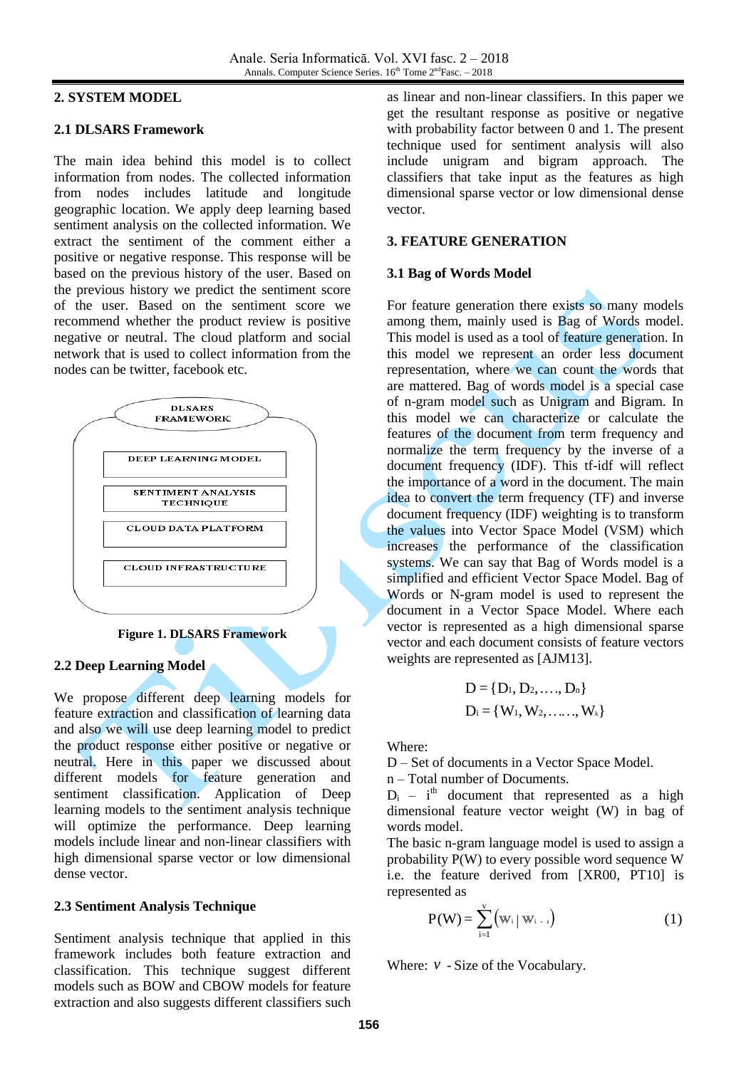## 2. SYSTEM MODEL

### 2.1 DLSARS Framework

The main idea behind this model is to collect information from nodes. The collected information from nodes includes latitude and longitude geographic location. We apply deep learning based sentiment analysis on the collected information. We extract the sentiment of the comment either a positive or negative response. This response will be based on the previous history of the user. Based on the previous history we predict the sentiment score of the user. Based on the sentiment score we recommend whether the product review is positive negative or neutral. The cloud platform and social network that is used to collect information from the nodes can be twitter, facebook etc.

DLSARS FRAMEWORK

DEEP LEARNING MODEL

SENTIMENT ANALYSIS TECHNIQUE

CLOUD DATA PLATFORM

CLOUD INFRASTRUCTURE

**Figure 1. DLSARS Framework**

### 2.2 Deep Learning Model

We propose different deep learning models for feature extraction and classification of learning data and also we will use deep learning model to predict the product response either positive or negative or neutral. Here in this paper we discussed about different models for feature generation and sentiment classification. Application of Deep learning models to the sentiment analysis technique will optimize the performance. Deep learning models include linear and non-linear classifiers with high dimensional sparse vector or low dimensional dense vector.

### 2.3 Sentiment Analysis Technique

Sentiment analysis technique that applied in this framework includes both feature extraction and classification. This technique suggest different models such as BOW and CBOW models for feature extraction and also suggests different classifiers such as linear and non-linear classifiers. In this paper we get the resultant response as positive or negative with probability factor between 0 and 1. The present technique used for sentiment analysis will also include unigram and bigram approach. The classifiers that take input as the features as high dimensional sparse vector or low dimensional dense vector.

## 3. FEATURE GENERATION

### 3.1 Bag of Words Model

For feature generation there exists so many models among them, mainly used is Bag of Words model. This model is used as a tool of feature generation. In this model we represent an order less document representation, where we can count the words that are mattered. Bag of words model is a special case of n-gram model such as Unigram and Bigram. In this model we can characterize or calculate the features of the document from term frequency and normalize the term frequency by the inverse of a document frequency (IDF). This tf-idf will reflect the importance of a word in the document. The main idea to convert the term frequency (TF) and inverse document frequency (IDF) weighting is to transform the values into Vector Space Model (VSM) which increases the performance of the classification systems. We can say that Bag of Words model is a simplified and efficient Vector Space Model. Bag of Words or N-gram model is used to represent the document in a Vector Space Model. Where each vector is represented as a high dimensional sparse vector and each document consists of feature vectors weights are represented as [AJM13].

$$D = \{D_1, D_2, \ldots, D_n\}$$

$$D_i = \{W_1, W_2, \ldots\ldots, W_k\}$$

Where:

D – Set of documents in a Vector Space Model.

n – Total number of Documents.

$D_i$ – $i^{th}$ document that represented as a high dimensional feature vector weight (W) in bag of words model.

The basic n-gram language model is used to assign a probability P(W) to every possible word sequence W i.e. the feature derived from [XR00, PT10] is represented as

$$P(W) = \sum_{i=1}^{v} \left( w_i \mid w_{i-1} \right) \tag{1}$$

Where: $v$ - Size of the Vocabulary.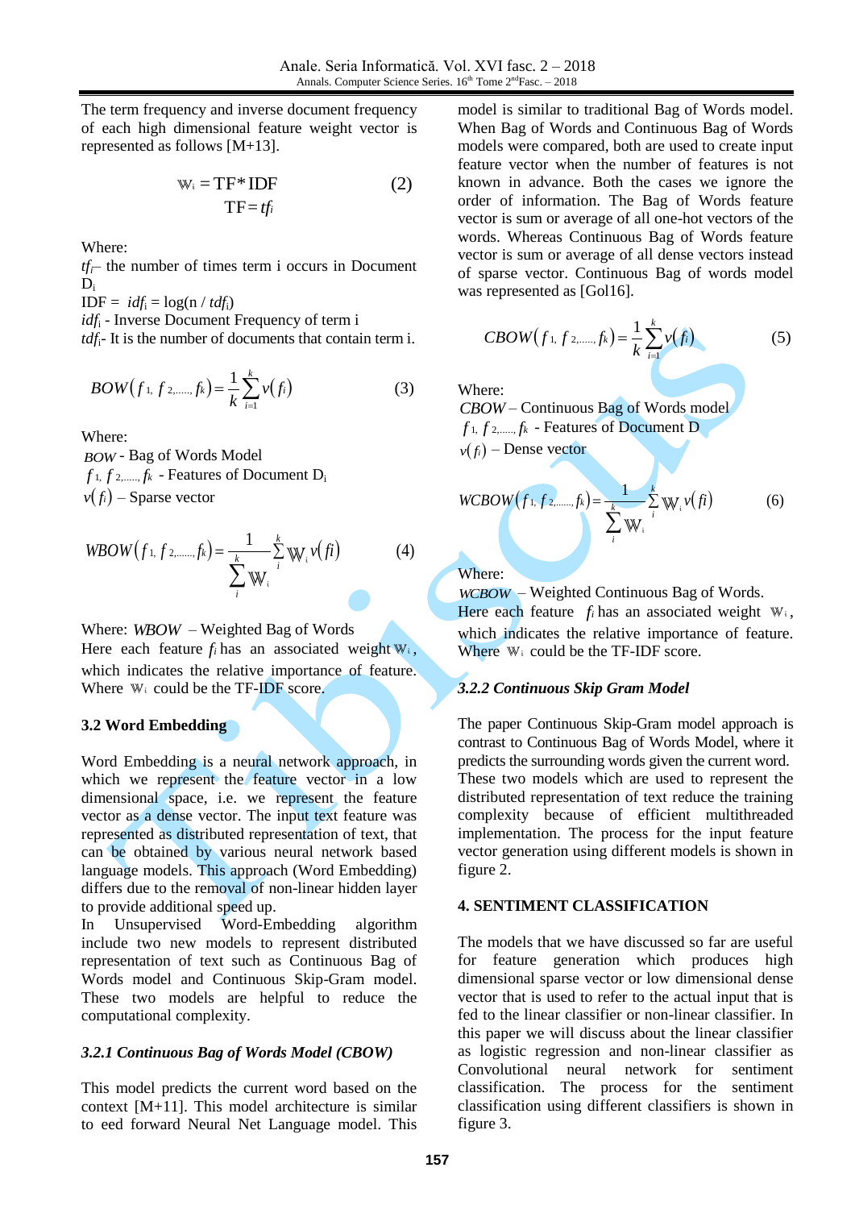The term frequency and inverse document frequency of each high dimensional feature weight vector is represented as follows [M+13].

$$\mathbb{W}_i = \text{TF} * \text{IDF} \qquad (2)$$
$$\text{TF} = tf_i$$

Where:

$tf_i$ – the number of times term i occurs in Document $D_i$

IDF = $idf_i = \log(n / tdf_i)$

$idf_i$ - Inverse Document Frequency of term i

$tdf_i$ - It is the number of documents that contain term i.

$$BOW(f_1, f_2, ......, f_k) = \frac{1}{k}\sum_{i=1}^{k} v(f_i) \qquad (3)$$

Where:

$BOW$ - Bag of Words Model

$f_1, f_2, ......, f_k$ - Features of Document $D_i$

$v(f_i)$ – Sparse vector

$$WBOW(f_1, f_2, ......, f_k) = \frac{1}{\sum_i^k \mathbb{W}_i}\sum_i^k \mathbb{W}_i v(fi) \qquad (4)$$

Where: $WBOW$ – Weighted Bag of Words

Here each feature $f_i$ has an associated weight $\mathbb{W}_i$, which indicates the relative importance of feature. Where $\mathbb{W}_i$ could be the TF-IDF score.

### 3.2 Word Embedding

Word Embedding is a neural network approach, in which we represent the feature vector in a low dimensional space, i.e. we represent the feature vector as a dense vector. The input text feature was represented as distributed representation of text, that can be obtained by various neural network based language models. This approach (Word Embedding) differs due to the removal of non-linear hidden layer to provide additional speed up.

In Unsupervised Word-Embedding algorithm include two new models to represent distributed representation of text such as Continuous Bag of Words model and Continuous Skip-Gram model. These two models are helpful to reduce the computational complexity.

#### *3.2.1 Continuous Bag of Words Model (CBOW)*

This model predicts the current word based on the context [M+11]. This model architecture is similar to eed forward Neural Net Language model. This model is similar to traditional Bag of Words model. When Bag of Words and Continuous Bag of Words models were compared, both are used to create input feature vector when the number of features is not known in advance. Both the cases we ignore the order of information. The Bag of Words feature vector is sum or average of all one-hot vectors of the words. Whereas Continuous Bag of Words feature vector is sum or average of all dense vectors instead of sparse vector. Continuous Bag of words model was represented as [Gol16].

$$CBOW(f_1, f_2, ......, f_k) = \frac{1}{k}\sum_{i=1}^{k} v(f_i) \qquad (5)$$

Where:

$CBOW$ – Continuous Bag of Words model

$f_1, f_2, ......, f_k$ - Features of Document D

$v(f_i)$ – Dense vector

$$WCBOW(f_1, f_2, ......, f_k) = \frac{1}{\sum_i^k \mathbb{W}_i}\sum_i^k \mathbb{W}_i v(fi) \qquad (6)$$

Where:

$WCBOW$ – Weighted Continuous Bag of Words.

Here each feature $f_i$ has an associated weight $\mathbb{W}_i$, which indicates the relative importance of feature. Where $\mathbb{W}_i$ could be the TF-IDF score.

#### *3.2.2 Continuous Skip Gram Model*

The paper Continuous Skip-Gram model approach is contrast to Continuous Bag of Words Model, where it predicts the surrounding words given the current word. These two models which are used to represent the distributed representation of text reduce the training complexity because of efficient multithreaded implementation. The process for the input feature vector generation using different models is shown in figure 2.

## 4. SENTIMENT CLASSIFICATION

The models that we have discussed so far are useful for feature generation which produces high dimensional sparse vector or low dimensional dense vector that is used to refer to the actual input that is fed to the linear classifier or non-linear classifier. In this paper we will discuss about the linear classifier as logistic regression and non-linear classifier as Convolutional neural network for sentiment classification. The process for the sentiment classification using different classifiers is shown in figure 3.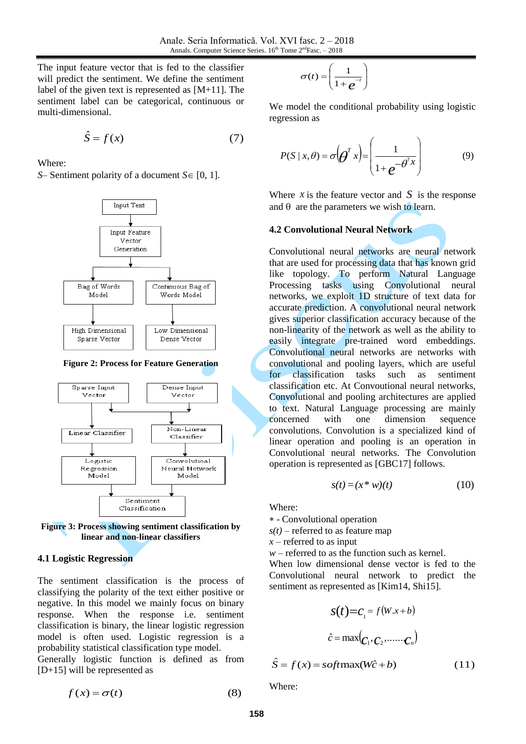The input feature vector that is fed to the classifier will predict the sentiment. We define the sentiment label of the given text is represented as [M+11]. The sentiment label can be categorical, continuous or multi-dimensional.

$$\hat{S} = f(x) \tag{7}$$

Where:
*S*– Sentiment polarity of a document $S \in [0, 1]$.

Figure 2: Process for Feature Generation

Figure 3: Process showing sentiment classification by linear and non-linear classifiers

### 4.1 Logistic Regression

The sentiment classification is the process of classifying the polarity of the text either positive or negative. In this model we mainly focus on binary response. When the response i.e. sentiment classification is binary, the linear logistic regression model is often used. Logistic regression is a probability statistical classification type model.
Generally logistic function is defined as from [D+15] will be represented as

$$f(x) = \sigma(t) \tag{8}$$

$$\sigma(t) = \left( \frac{1}{1 + e^{-t}} \right)$$

We model the conditional probability using logistic regression as

$$P(S \mid x, \theta) = \sigma\left(\theta^{T} x\right) = \left( \frac{1}{1 + e^{-\theta^{T} x}} \right) \tag{9}$$

Where $x$ is the feature vector and $S$ is the response and θ are the parameters we wish to learn.

### 4.2 Convolutional Neural Network

Convolutional neural networks are neural network that are used for processing data that has known grid like topology. To perform Natural Language Processing tasks using Convolutional neural networks, we exploit 1D structure of text data for accurate prediction. A convolutional neural network gives superior classification accuracy because of the non-linearity of the network as well as the ability to easily integrate pre-trained word embeddings. Convolutional neural networks are networks with convolutional and pooling layers, which are useful for classification tasks such as sentiment classification etc. At Convoutional neural networks, Convolutional and pooling architectures are applied to text. Natural Language processing are mainly concerned with one dimension sequence convolutions. Convolution is a specialized kind of linear operation and pooling is an operation in Convolutional neural networks. The Convolution operation is represented as [GBC17] follows.

$$s(t) = (x * w)(t) \tag{10}$$

Where:
$*$ - Convolutional operation
*s(t)* – referred to as feature map
*x* – referred to as input
*w* – referred to as the function such as kernel.
When low dimensional dense vector is fed to the Convolutional neural network to predict the sentiment as represented as [Kim14, Shi15].

$$s(t) = c_1 = f(W.x + b)$$

$$\hat{c} = \max(c_1, c_2, \ldots\ldots c_n)$$

$$\hat{S} = f(x) = softmax(W\hat{c} + b) \tag{11}$$

Where: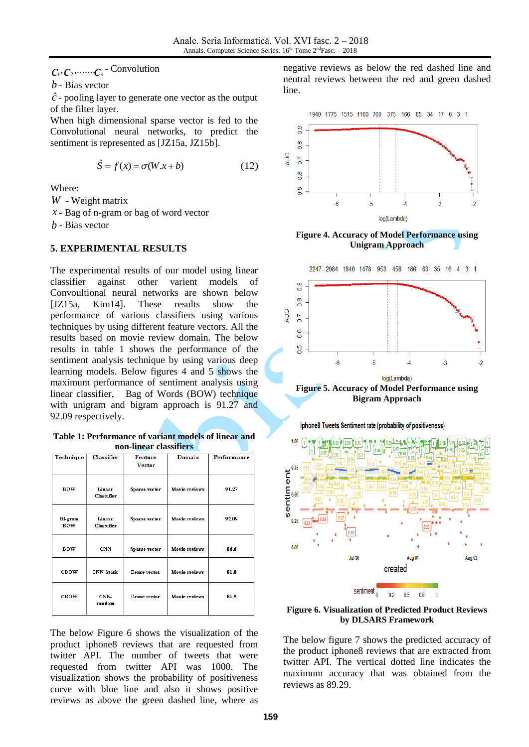$c_1, c_2, \ldots\ldots c_n$ - Convolution
$b$ - Bias vector
$\hat{c}$ - pooling layer to generate one vector as the output of the filter layer.
When high dimensional sparse vector is fed to the Convolutional neural networks, to predict the sentiment is represented as [JZ15a, JZ15b].

$$\hat{S} = f(x) = \sigma(W.x + b) \qquad (12)$$

Where:
$W$ - Weight matrix
$x$ - Bag of n-gram or bag of word vector
$b$ - Bias vector

## 5. EXPERIMENTAL RESULTS

The experimental results of our model using linear classifier against other variant models of Convoultional neural networks are shown below [JZ15a, Kim14]. These results show the performance of various classifiers using various techniques by using different feature vectors. All the results based on movie review domain. The below results in table 1 shows the performance of the sentiment analysis technique by using various deep learning models. Below figures 4 and 5 shows the maximum performance of sentiment analysis using linear classifier, Bag of Words (BOW) technique with unigram and bigram approach is 91.27 and 92.09 respectively.

**Table 1: Performance of variant models of linear and non-linear classifiers**

| Technique | Classifier | Feature Vector | Domain | Performance |
|---|---|---|---|---|
| BOW | Linear Classifier | Sparse vector | Movie reviews | 91.27 |
| Bi-gram BOW | Linear Classifier | Sparse vector | Movie reviews | 92.09 |
| BOW | CNN | Sparse vector | Movie reviews | 86.6 |
| CBOW | CNN-Static | Dense vector | Movie reviews | 81.0 |
| CBOW | CNN-random | Dense vector | Movie reviews | 81.5 |

The below Figure 6 shows the visualization of the product iphone8 reviews that are requested from twitter API. The number of tweets that were requested from twitter API was 1000. The visualization shows the probability of positiveness curve with blue line and also it shows positive reviews as above the green dashed line, where as negative reviews as below the red dashed line and neutral reviews between the red and green dashed line.

**Figure 4. Accuracy of Model Performance using Unigram Approach**

**Figure 5. Accuracy of Model Performance using Bigram Approach**

**Figure 6. Visualization of Predicted Product Reviews by DLSARS Framework**

The below figure 7 shows the predicted accuracy of the product iphone8 reviews that are extracted from twitter API. The vertical dotted line indicates the maximum accuracy that was obtained from the reviews as 89.29.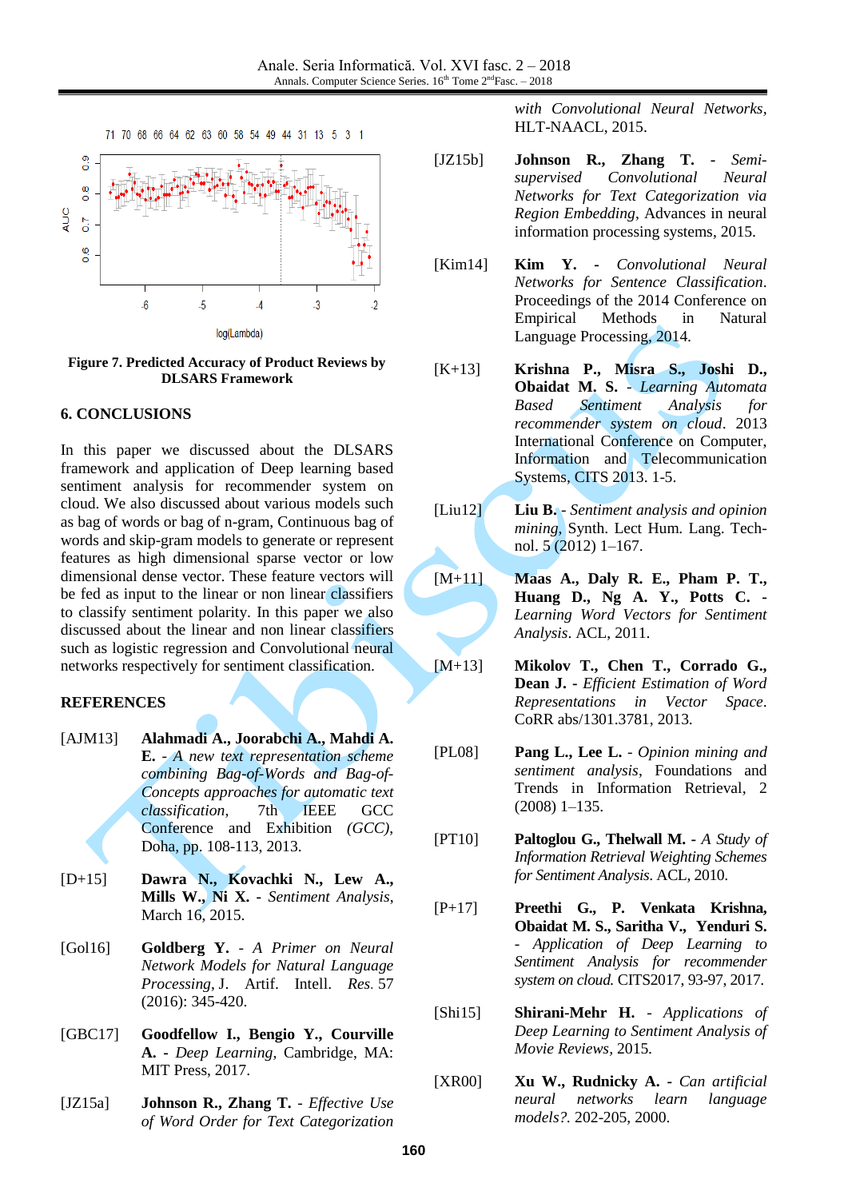71 70 68 66 64 62 63 60 58 54 49 44 31 13 5 3 1

AUC

0.9
0.8
0.7
0.6

-6 -5 -4 -3 -2

log(Lambda)

**Figure 7. Predicted Accuracy of Product Reviews by DLSARS Framework**

## 6. CONCLUSIONS

In this paper we discussed about the DLSARS framework and application of Deep learning based sentiment analysis for recommender system on cloud. We also discussed about various models such as bag of words or bag of n-gram, Continuous bag of words and skip-gram models to generate or represent features as high dimensional sparse vector or low dimensional dense vector. These feature vectors will be fed as input to the linear or non linear classifiers to classify sentiment polarity. In this paper we also discussed about the linear and non linear classifiers such as logistic regression and Convolutional neural networks respectively for sentiment classification.

## REFERENCES

[AJM13] **Alahmadi A., Joorabchi A., Mahdi A. E.** - *A new text representation scheme combining Bag-of-Words and Bag-of-Concepts approaches for automatic text classification*, 7th IEEE GCC Conference and Exhibition *(GCC)*, Doha, pp. 108-113, 2013.

[D+15] **Dawra N., Kovachki N., Lew A., Mills W., Ni X.** - *Sentiment Analysis*, March 16, 2015.

[Gol16] **Goldberg Y.** - *A Primer on Neural Network Models for Natural Language Processing*, J. Artif. Intell. *Res*. 57 (2016): 345-420.

[GBC17] **Goodfellow I., Bengio Y., Courville A.** - *Deep Learning*, Cambridge, MA: MIT Press, 2017.

[JZ15a] **Johnson R., Zhang T.** - *Effective Use of Word Order for Text Categorization with Convolutional Neural Networks*, HLT-NAACL, 2015.

[JZ15b] **Johnson R., Zhang T.** - *Semi-supervised Convolutional Neural Networks for Text Categorization via Region Embedding*, Advances in neural information processing systems, 2015.

[Kim14] **Kim Y.** - *Convolutional Neural Networks for Sentence Classification*. Proceedings of the 2014 Conference on Empirical Methods in Natural Language Processing, 2014.

[K+13] **Krishna P., Misra S., Joshi D., Obaidat M. S.** - *Learning Automata Based Sentiment Analysis for recommender system on cloud*. 2013 International Conference on Computer, Information and Telecommunication Systems, CITS 2013. 1-5.

[Liu12] **Liu B.** - *Sentiment analysis and opinion mining*, Synth. Lect Hum. Lang. Technol. 5 (2012) 1–167.

[M+11] **Maas A., Daly R. E., Pham P. T., Huang D., Ng A. Y., Potts C.** - *Learning Word Vectors for Sentiment Analysis*. ACL, 2011.

[M+13] **Mikolov T., Chen T., Corrado G., Dean J.** - *Efficient Estimation of Word Representations in Vector Space*. CoRR abs/1301.3781, 2013.

[PL08] **Pang L., Lee L.** - *Opinion mining and sentiment analysis*, Foundations and Trends in Information Retrieval, 2 (2008) 1–135.

[PT10] **Paltoglou G., Thelwall M.** - *A Study of Information Retrieval Weighting Schemes for Sentiment Analysis*. ACL, 2010.

[P+17] **Preethi G., P. Venkata Krishna, Obaidat M. S., Saritha V., Yenduri S.** - *Application of Deep Learning to Sentiment Analysis for recommender system on cloud*. CITS2017, 93-97, 2017.

[Shi15] **Shirani-Mehr H.** - *Applications of Deep Learning to Sentiment Analysis of Movie Reviews*, 2015.

[XR00] **Xu W., Rudnicky A.** - *Can artificial neural networks learn language models?*. 202-205, 2000.